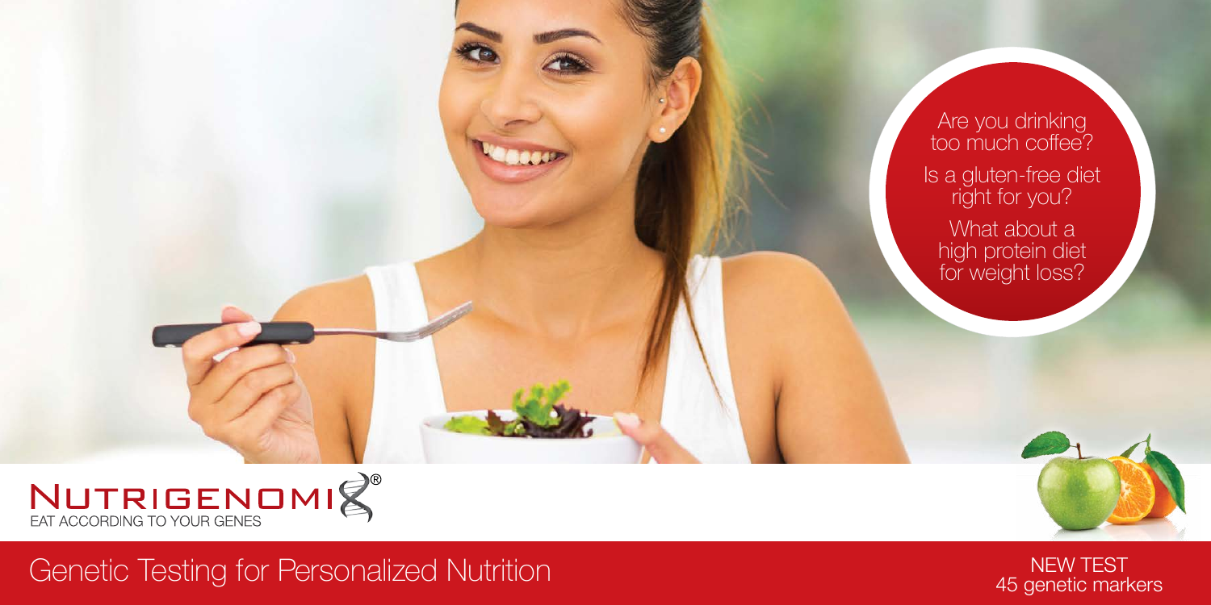Are you drinking too much coffee?

Is a gluten-free diet right for you?

What about a high protein diet for weight loss?

# NUTRIGENOMIX®

EAT ACCORDING TO YOUR GENES

## Genetic Testing for Personalized Nutrition

NEW TEST
45 genetic markers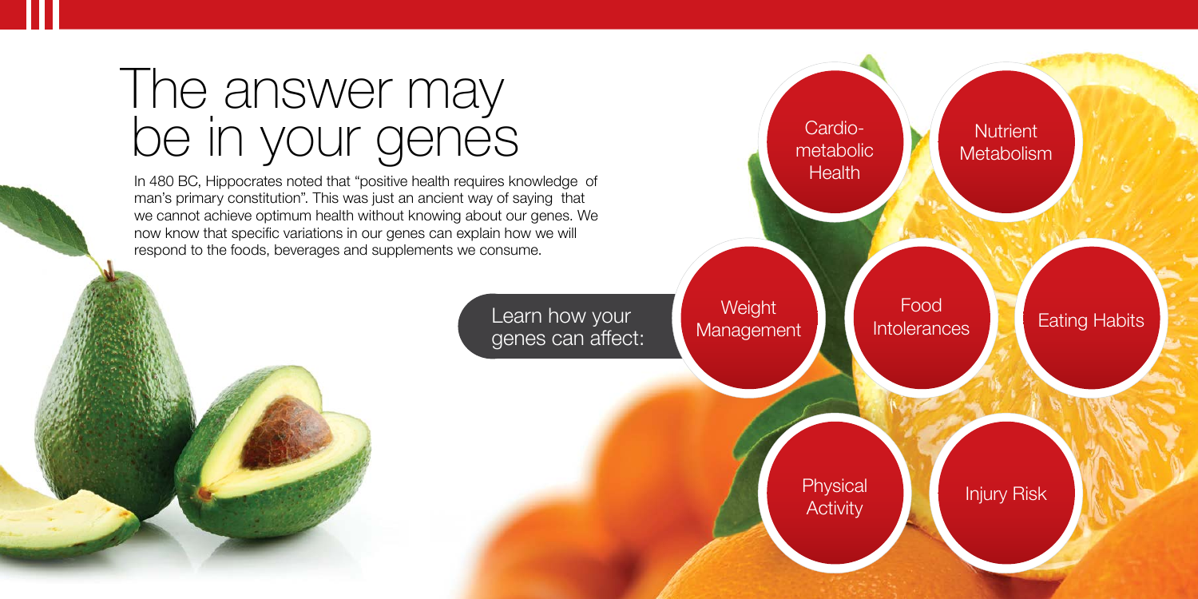# The answer may be in your genes

In 480 BC, Hippocrates noted that "positive health requires knowledge of man's primary constitution". This was just an ancient way of saying that we cannot achieve optimum health without knowing about our genes. We now know that specific variations in our genes can explain how we will respond to the foods, beverages and supplements we consume.

Learn how your genes can affect:

- Cardio-metabolic Health
- Nutrient Metabolism
- Weight Management
- Food Intolerances
- Eating Habits
- Physical Activity
- Injury Risk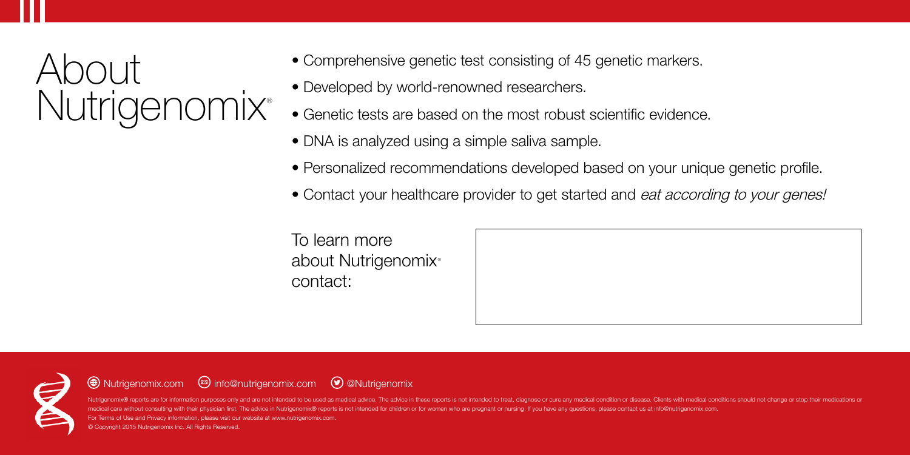# About Nutrigenomix®

- Comprehensive genetic test consisting of 45 genetic markers.
- Developed by world-renowned researchers.
- Genetic tests are based on the most robust scientific evidence.
- DNA is analyzed using a simple saliva sample.
- Personalized recommendations developed based on your unique genetic profile.
- Contact your healthcare provider to get started and *eat according to your genes!*

To learn more about Nutrigenomix® contact:

Nutrigenomix.com info@nutrigenomix.com @Nutrigenomix

Nutrigenomix® reports are for information purposes only and are not intended to be used as medical advice. The advice in these reports is not intended to treat, diagnose or cure any medical condition or disease. Clients with medical conditions should not change or stop their medications or medical care without consulting with their physician first. The advice in Nutrigenomix® reports is not intended for children or for women who are pregnant or nursing. If you have any questions, please contact us at info@nutrigenomix.com.
For Terms of Use and Privacy information, please visit our website at www.nutrigenomix.com.
© Copyright 2015 Nutrigenomix Inc. All Rights Reserved.